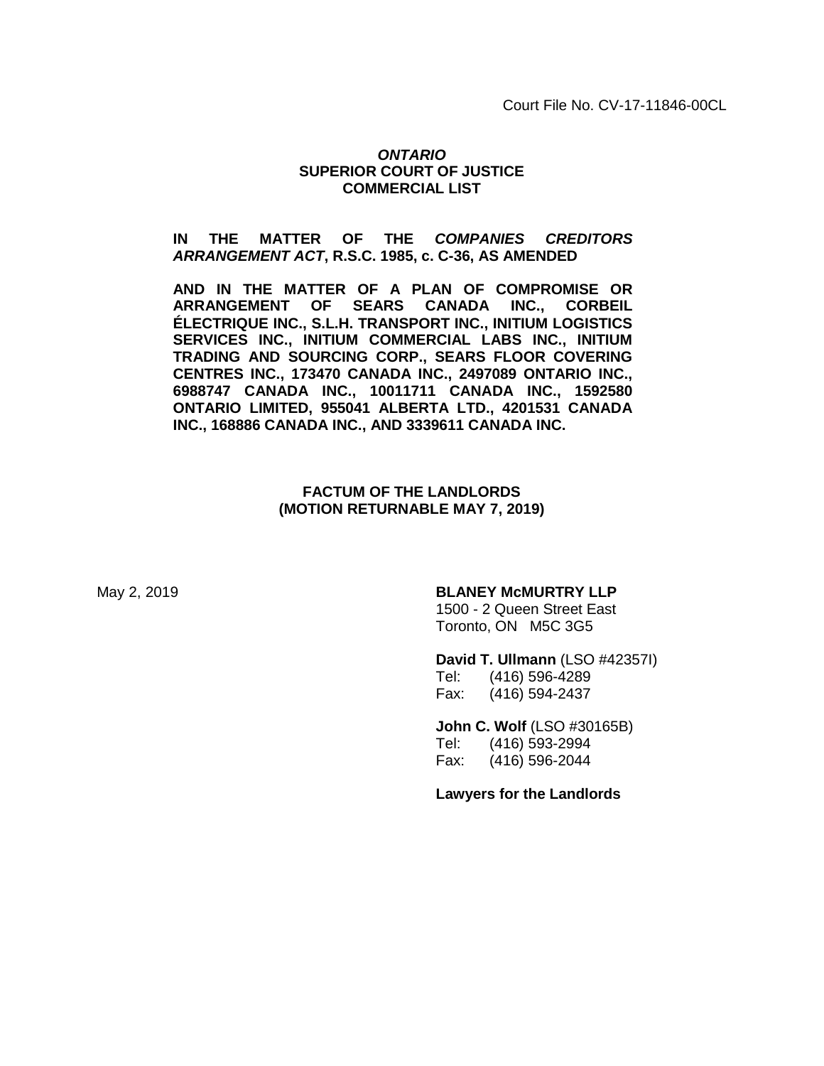Court File No. CV-17-11846-00CL

***ONTARIO***
**SUPERIOR COURT OF JUSTICE**
**COMMERCIAL LIST**

**IN THE MATTER OF THE *COMPANIES CREDITORS ARRANGEMENT ACT*, R.S.C. 1985, c. C-36, AS AMENDED**

**AND IN THE MATTER OF A PLAN OF COMPROMISE OR ARRANGEMENT OF SEARS CANADA INC., CORBEIL ÉLECTRIQUE INC., S.L.H. TRANSPORT INC., INITIUM LOGISTICS SERVICES INC., INITIUM COMMERCIAL LABS INC., INITIUM TRADING AND SOURCING CORP., SEARS FLOOR COVERING CENTRES INC., 173470 CANADA INC., 2497089 ONTARIO INC., 6988747 CANADA INC., 10011711 CANADA INC., 1592580 ONTARIO LIMITED, 955041 ALBERTA LTD., 4201531 CANADA INC., 168886 CANADA INC., AND 3339611 CANADA INC.**

**FACTUM OF THE LANDLORDS**
**(MOTION RETURNABLE MAY 7, 2019)**

May 2, 2019

**BLANEY McMURTRY LLP**
1500 - 2 Queen Street East
Toronto, ON M5C 3G5

**David T. Ullmann** (LSO #42357I)
Tel: (416) 596-4289
Fax: (416) 594-2437

**John C. Wolf** (LSO #30165B)
Tel: (416) 593-2994
Fax: (416) 596-2044

**Lawyers for the Landlords**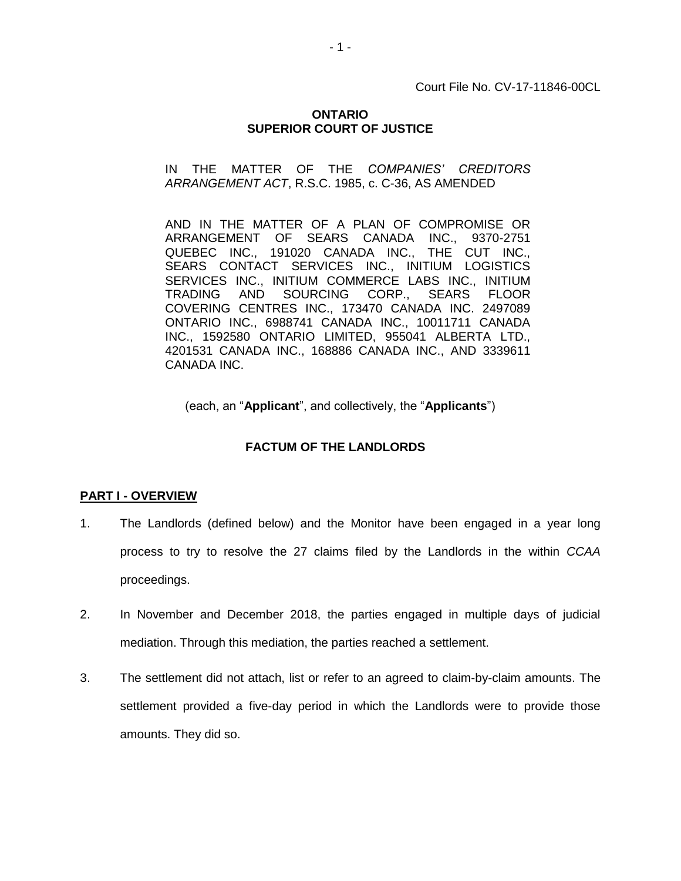Court File No. CV-17-11846-00CL

**ONTARIO**
**SUPERIOR COURT OF JUSTICE**

IN THE MATTER OF THE *COMPANIES' CREDITORS ARRANGEMENT ACT*, R.S.C. 1985, c. C-36, AS AMENDED

AND IN THE MATTER OF A PLAN OF COMPROMISE OR ARRANGEMENT OF SEARS CANADA INC., 9370-2751 QUEBEC INC., 191020 CANADA INC., THE CUT INC., SEARS CONTACT SERVICES INC., INITIUM LOGISTICS SERVICES INC., INITIUM COMMERCE LABS INC., INITIUM TRADING AND SOURCING CORP., SEARS FLOOR COVERING CENTRES INC., 173470 CANADA INC. 2497089 ONTARIO INC., 6988741 CANADA INC., 10011711 CANADA INC., 1592580 ONTARIO LIMITED, 955041 ALBERTA LTD., 4201531 CANADA INC., 168886 CANADA INC., AND 3339611 CANADA INC.

(each, an "**Applicant**", and collectively, the "**Applicants**")

**FACTUM OF THE LANDLORDS**

## PART I - OVERVIEW

1. The Landlords (defined below) and the Monitor have been engaged in a year long process to try to resolve the 27 claims filed by the Landlords in the within *CCAA* proceedings.

2. In November and December 2018, the parties engaged in multiple days of judicial mediation. Through this mediation, the parties reached a settlement.

3. The settlement did not attach, list or refer to an agreed to claim-by-claim amounts. The settlement provided a five-day period in which the Landlords were to provide those amounts. They did so.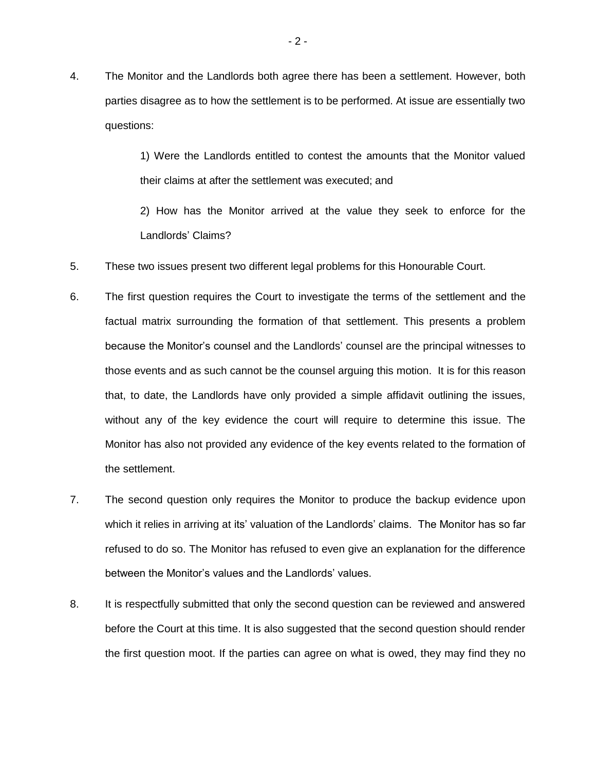4. The Monitor and the Landlords both agree there has been a settlement. However, both parties disagree as to how the settlement is to be performed. At issue are essentially two questions:

   1) Were the Landlords entitled to contest the amounts that the Monitor valued their claims at after the settlement was executed; and

   2) How has the Monitor arrived at the value they seek to enforce for the Landlords' Claims?

5. These two issues present two different legal problems for this Honourable Court.

6. The first question requires the Court to investigate the terms of the settlement and the factual matrix surrounding the formation of that settlement. This presents a problem because the Monitor's counsel and the Landlords' counsel are the principal witnesses to those events and as such cannot be the counsel arguing this motion. It is for this reason that, to date, the Landlords have only provided a simple affidavit outlining the issues, without any of the key evidence the court will require to determine this issue. The Monitor has also not provided any evidence of the key events related to the formation of the settlement.

7. The second question only requires the Monitor to produce the backup evidence upon which it relies in arriving at its' valuation of the Landlords' claims. The Monitor has so far refused to do so. The Monitor has refused to even give an explanation for the difference between the Monitor's values and the Landlords' values.

8. It is respectfully submitted that only the second question can be reviewed and answered before the Court at this time. It is also suggested that the second question should render the first question moot. If the parties can agree on what is owed, they may find they no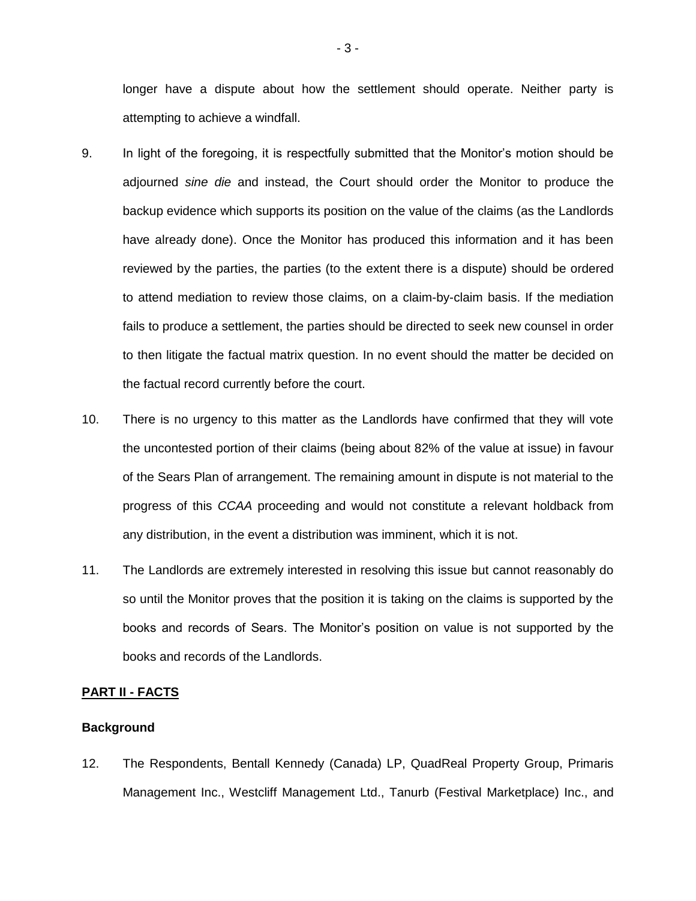longer have a dispute about how the settlement should operate. Neither party is attempting to achieve a windfall.

9. In light of the foregoing, it is respectfully submitted that the Monitor's motion should be adjourned *sine die* and instead, the Court should order the Monitor to produce the backup evidence which supports its position on the value of the claims (as the Landlords have already done). Once the Monitor has produced this information and it has been reviewed by the parties, the parties (to the extent there is a dispute) should be ordered to attend mediation to review those claims, on a claim-by-claim basis. If the mediation fails to produce a settlement, the parties should be directed to seek new counsel in order to then litigate the factual matrix question. In no event should the matter be decided on the factual record currently before the court.

10. There is no urgency to this matter as the Landlords have confirmed that they will vote the uncontested portion of their claims (being about 82% of the value at issue) in favour of the Sears Plan of arrangement. The remaining amount in dispute is not material to the progress of this *CCAA* proceeding and would not constitute a relevant holdback from any distribution, in the event a distribution was imminent, which it is not.

11. The Landlords are extremely interested in resolving this issue but cannot reasonably do so until the Monitor proves that the position it is taking on the claims is supported by the books and records of Sears. The Monitor's position on value is not supported by the books and records of the Landlords.

## PART II - FACTS

### Background

12. The Respondents, Bentall Kennedy (Canada) LP, QuadReal Property Group, Primaris Management Inc., Westcliff Management Ltd., Tanurb (Festival Marketplace) Inc., and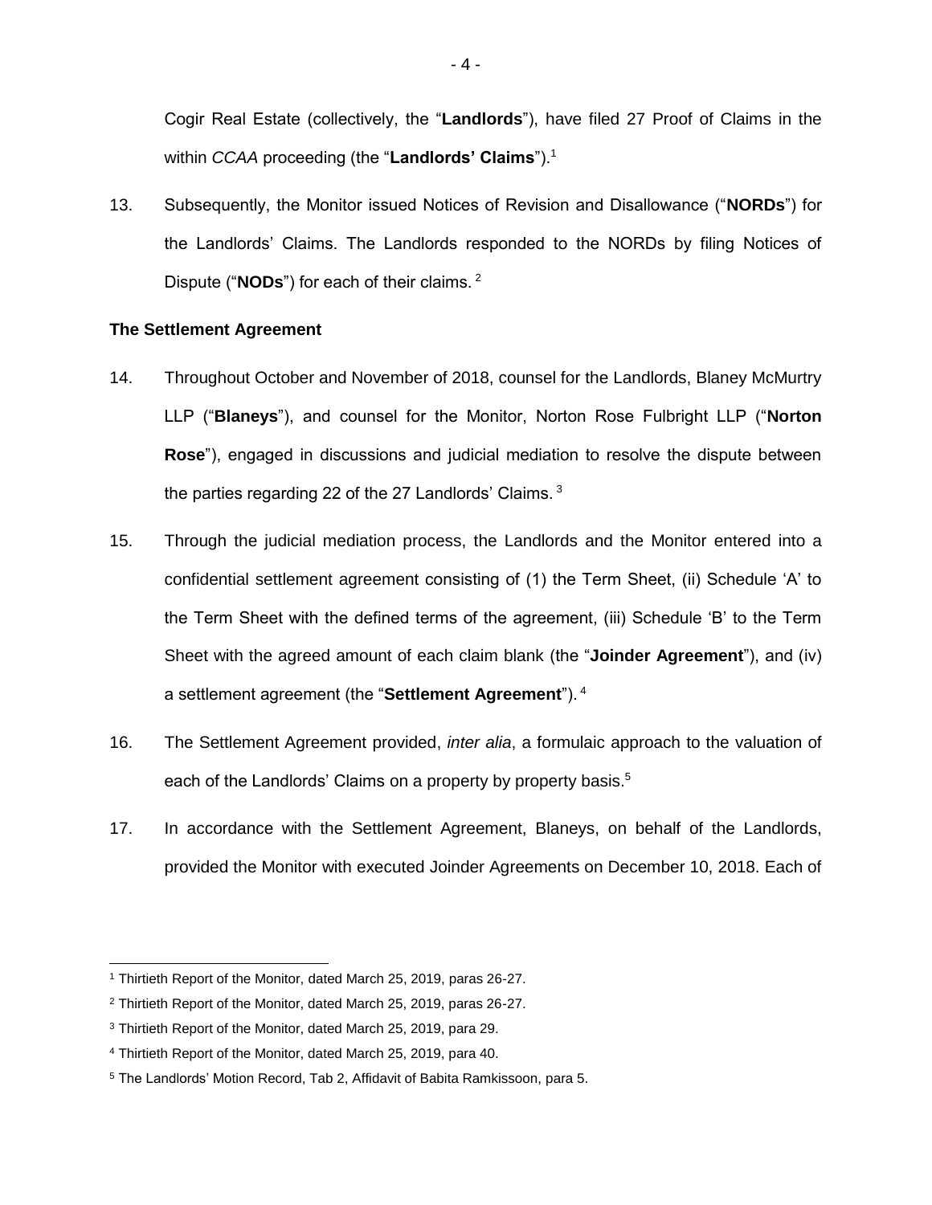Cogir Real Estate (collectively, the "**Landlords**"), have filed 27 Proof of Claims in the within *CCAA* proceeding (the "**Landlords' Claims**").[1]

13. Subsequently, the Monitor issued Notices of Revision and Disallowance ("**NORDs**") for the Landlords' Claims. The Landlords responded to the NORDs by filing Notices of Dispute ("**NODs**") for each of their claims. [2]

**The Settlement Agreement**

14. Throughout October and November of 2018, counsel for the Landlords, Blaney McMurtry LLP ("**Blaneys**"), and counsel for the Monitor, Norton Rose Fulbright LLP ("**Norton Rose**"), engaged in discussions and judicial mediation to resolve the dispute between the parties regarding 22 of the 27 Landlords' Claims. [3]

15. Through the judicial mediation process, the Landlords and the Monitor entered into a confidential settlement agreement consisting of (1) the Term Sheet, (ii) Schedule 'A' to the Term Sheet with the defined terms of the agreement, (iii) Schedule 'B' to the Term Sheet with the agreed amount of each claim blank (the "**Joinder Agreement**"), and (iv) a settlement agreement (the "**Settlement Agreement**"). [4]

16. The Settlement Agreement provided, *inter alia*, a formulaic approach to the valuation of each of the Landlords' Claims on a property by property basis.[5]

17. In accordance with the Settlement Agreement, Blaneys, on behalf of the Landlords, provided the Monitor with executed Joinder Agreements on December 10, 2018. Each of

---

[1] Thirtieth Report of the Monitor, dated March 25, 2019, paras 26-27.

[2] Thirtieth Report of the Monitor, dated March 25, 2019, paras 26-27.

[3] Thirtieth Report of the Monitor, dated March 25, 2019, para 29.

[4] Thirtieth Report of the Monitor, dated March 25, 2019, para 40.

[5] The Landlords' Motion Record, Tab 2, Affidavit of Babita Ramkissoon, para 5.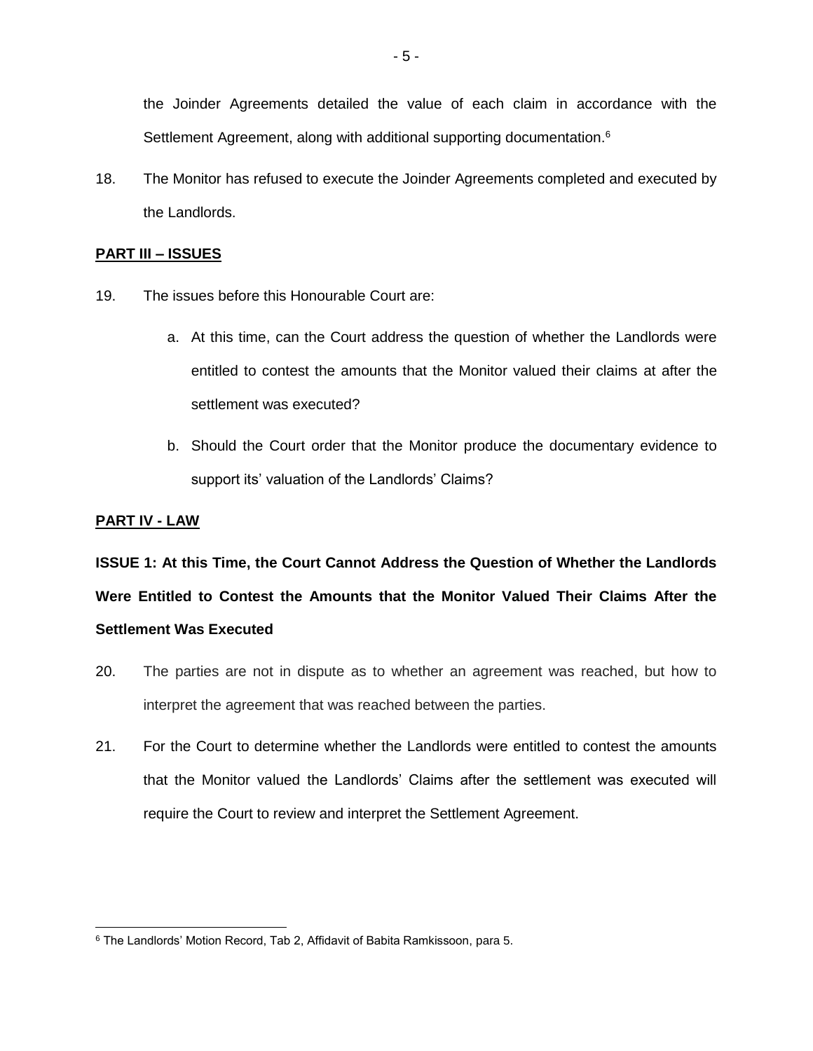the Joinder Agreements detailed the value of each claim in accordance with the Settlement Agreement, along with additional supporting documentation.[6]

18. The Monitor has refused to execute the Joinder Agreements completed and executed by the Landlords.

## PART III – ISSUES

19. The issues before this Honourable Court are:

   a. At this time, can the Court address the question of whether the Landlords were entitled to contest the amounts that the Monitor valued their claims at after the settlement was executed?

   b. Should the Court order that the Monitor produce the documentary evidence to support its' valuation of the Landlords' Claims?

## PART IV - LAW

**ISSUE 1: At this Time, the Court Cannot Address the Question of Whether the Landlords Were Entitled to Contest the Amounts that the Monitor Valued Their Claims After the Settlement Was Executed**

20. The parties are not in dispute as to whether an agreement was reached, but how to interpret the agreement that was reached between the parties.

21. For the Court to determine whether the Landlords were entitled to contest the amounts that the Monitor valued the Landlords' Claims after the settlement was executed will require the Court to review and interpret the Settlement Agreement.

---

[6] The Landlords' Motion Record, Tab 2, Affidavit of Babita Ramkissoon, para 5.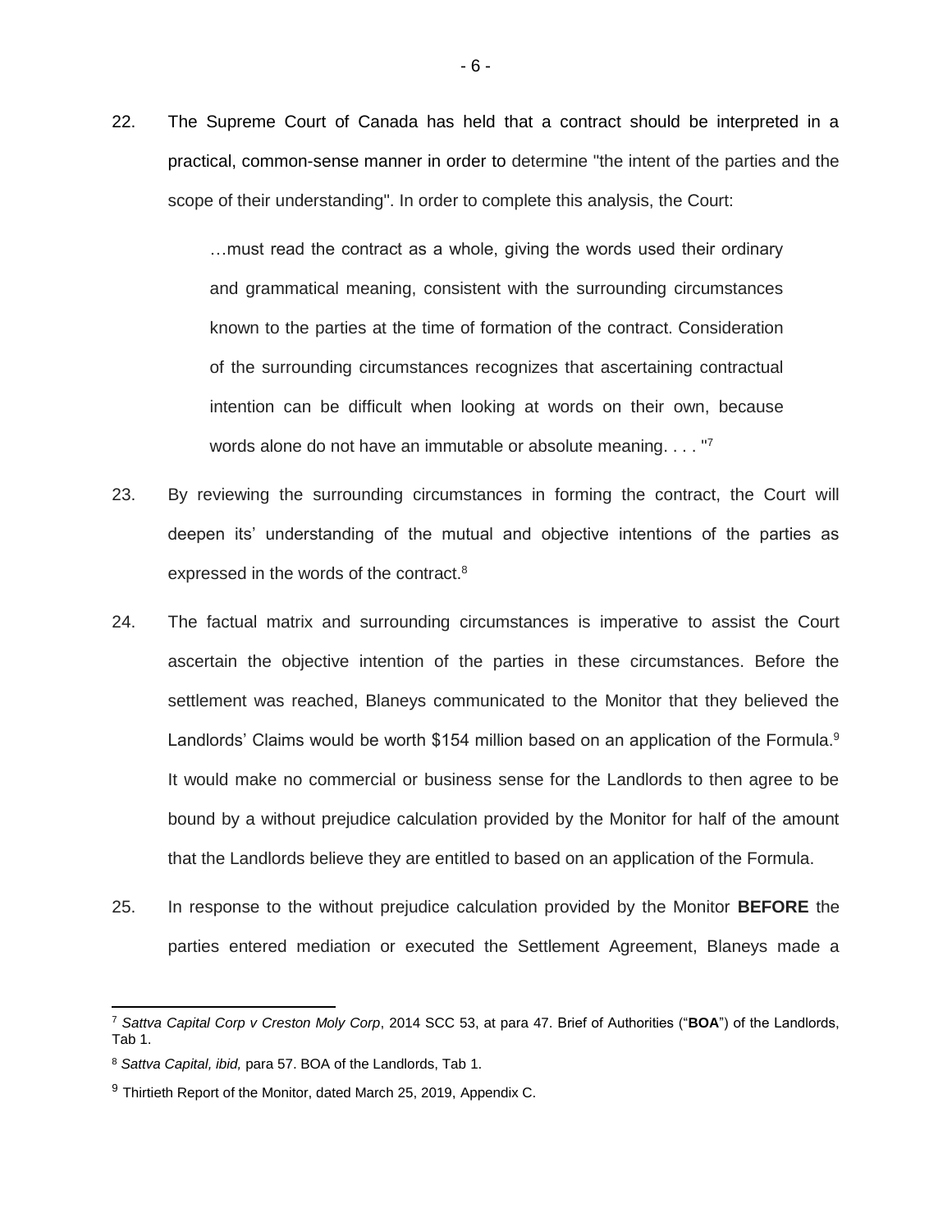22. The Supreme Court of Canada has held that a contract should be interpreted in a practical, common-sense manner in order to determine "the intent of the parties and the scope of their understanding". In order to complete this analysis, the Court:

> …must read the contract as a whole, giving the words used their ordinary and grammatical meaning, consistent with the surrounding circumstances known to the parties at the time of formation of the contract. Consideration of the surrounding circumstances recognizes that ascertaining contractual intention can be difficult when looking at words on their own, because words alone do not have an immutable or absolute meaning. . . . "[7]

23. By reviewing the surrounding circumstances in forming the contract, the Court will deepen its' understanding of the mutual and objective intentions of the parties as expressed in the words of the contract.[8]

24. The factual matrix and surrounding circumstances is imperative to assist the Court ascertain the objective intention of the parties in these circumstances. Before the settlement was reached, Blaneys communicated to the Monitor that they believed the Landlords' Claims would be worth $154 million based on an application of the Formula.[9] It would make no commercial or business sense for the Landlords to then agree to be bound by a without prejudice calculation provided by the Monitor for half of the amount that the Landlords believe they are entitled to based on an application of the Formula.

25. In response to the without prejudice calculation provided by the Monitor **BEFORE** the parties entered mediation or executed the Settlement Agreement, Blaneys made a

---

[7] *Sattva Capital Corp v Creston Moly Corp*, 2014 SCC 53, at para 47. Brief of Authorities ("**BOA**") of the Landlords, Tab 1.

[8] *Sattva Capital, ibid,* para 57. BOA of the Landlords, Tab 1.

[9] Thirtieth Report of the Monitor, dated March 25, 2019, Appendix C.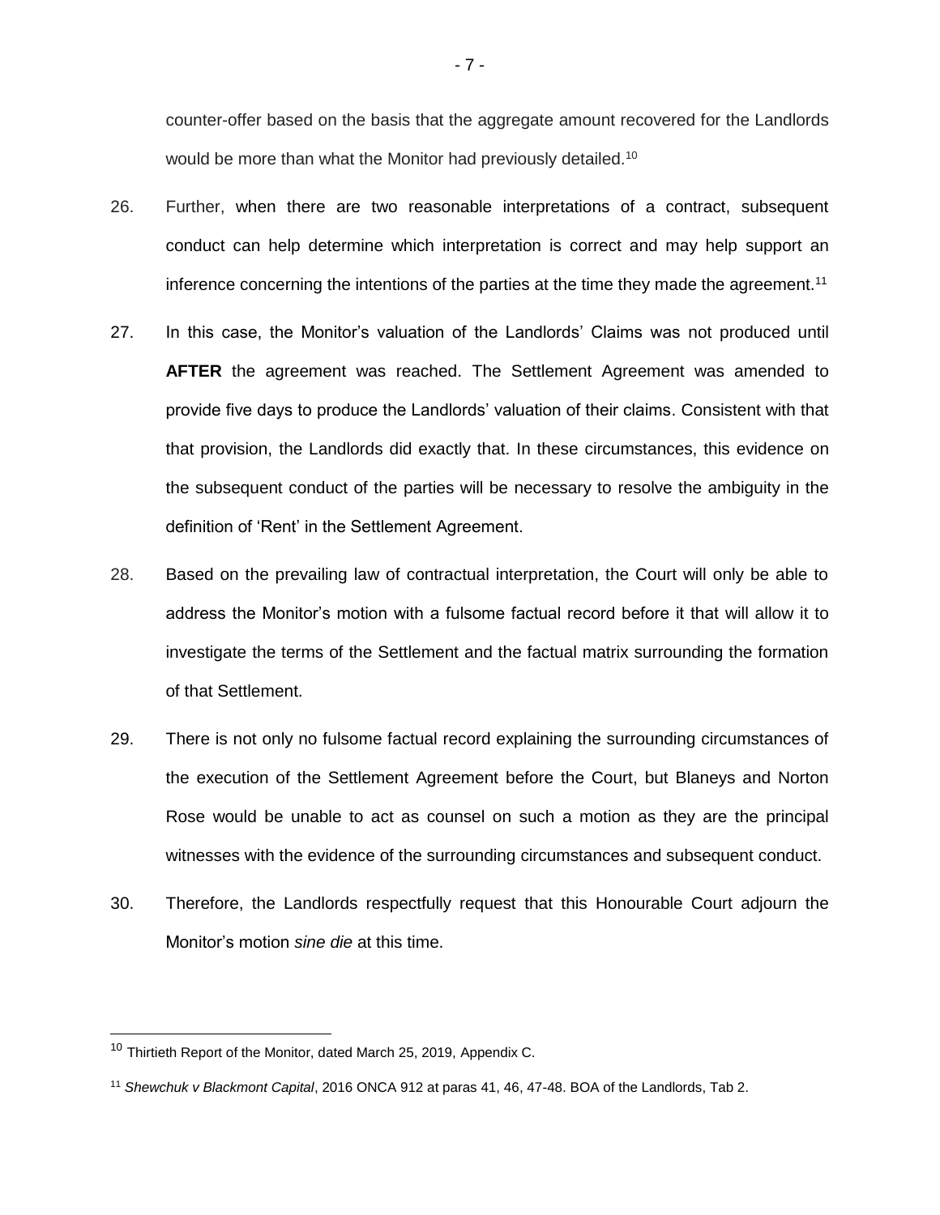counter-offer based on the basis that the aggregate amount recovered for the Landlords would be more than what the Monitor had previously detailed.[10]

26. Further, when there are two reasonable interpretations of a contract, subsequent conduct can help determine which interpretation is correct and may help support an inference concerning the intentions of the parties at the time they made the agreement.[11]

27. In this case, the Monitor's valuation of the Landlords' Claims was not produced until **AFTER** the agreement was reached. The Settlement Agreement was amended to provide five days to produce the Landlords' valuation of their claims. Consistent with that that provision, the Landlords did exactly that. In these circumstances, this evidence on the subsequent conduct of the parties will be necessary to resolve the ambiguity in the definition of 'Rent' in the Settlement Agreement.

28. Based on the prevailing law of contractual interpretation, the Court will only be able to address the Monitor's motion with a fulsome factual record before it that will allow it to investigate the terms of the Settlement and the factual matrix surrounding the formation of that Settlement.

29. There is not only no fulsome factual record explaining the surrounding circumstances of the execution of the Settlement Agreement before the Court, but Blaneys and Norton Rose would be unable to act as counsel on such a motion as they are the principal witnesses with the evidence of the surrounding circumstances and subsequent conduct.

30. Therefore, the Landlords respectfully request that this Honourable Court adjourn the Monitor's motion *sine die* at this time.

---

[10] Thirtieth Report of the Monitor, dated March 25, 2019, Appendix C.

[11] *Shewchuk v Blackmont Capital*, 2016 ONCA 912 at paras 41, 46, 47-48. BOA of the Landlords, Tab 2.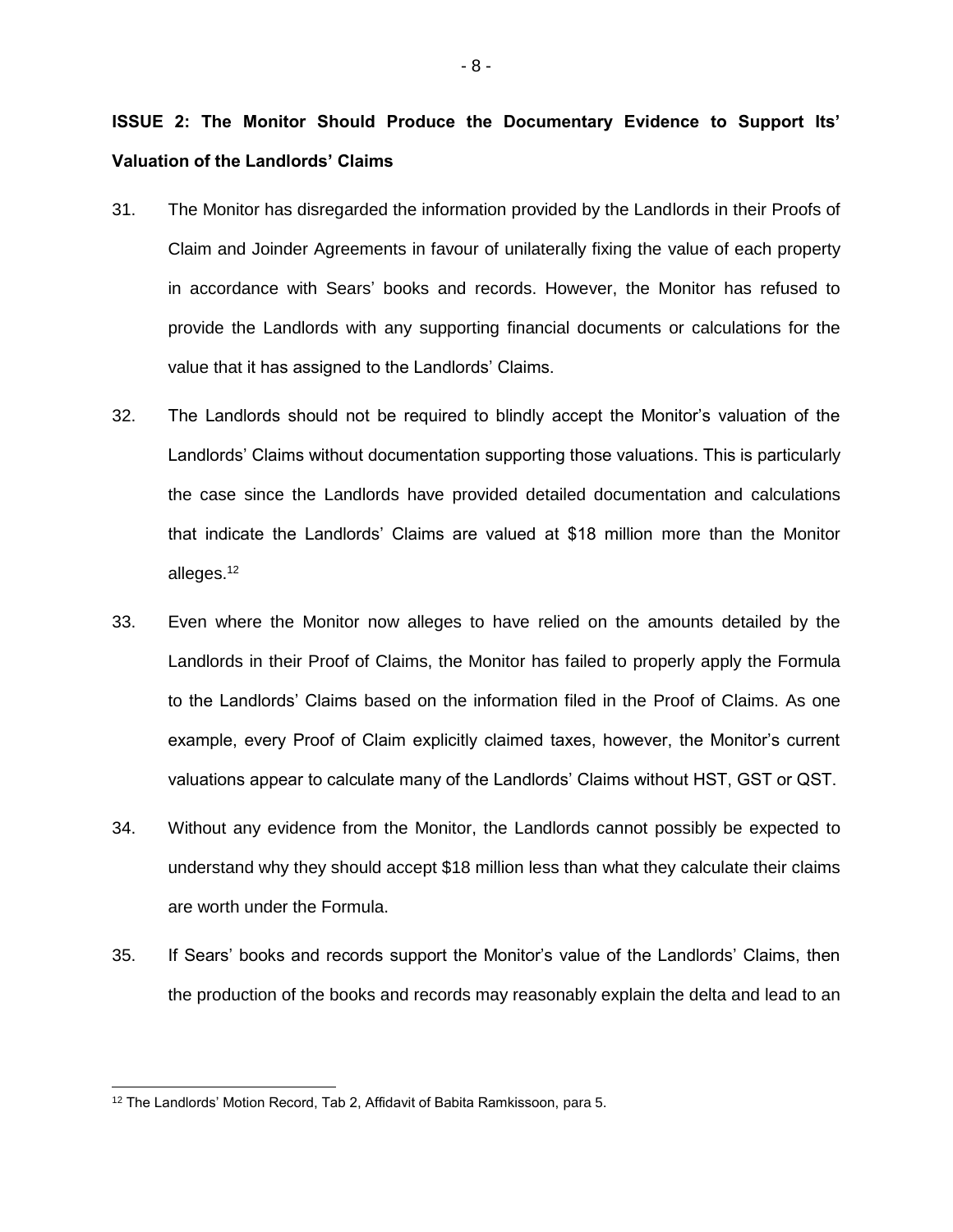**ISSUE 2: The Monitor Should Produce the Documentary Evidence to Support Its' Valuation of the Landlords' Claims**

31. The Monitor has disregarded the information provided by the Landlords in their Proofs of Claim and Joinder Agreements in favour of unilaterally fixing the value of each property in accordance with Sears' books and records. However, the Monitor has refused to provide the Landlords with any supporting financial documents or calculations for the value that it has assigned to the Landlords' Claims.

32. The Landlords should not be required to blindly accept the Monitor's valuation of the Landlords' Claims without documentation supporting those valuations. This is particularly the case since the Landlords have provided detailed documentation and calculations that indicate the Landlords' Claims are valued at $18 million more than the Monitor alleges.[12]

33. Even where the Monitor now alleges to have relied on the amounts detailed by the Landlords in their Proof of Claims, the Monitor has failed to properly apply the Formula to the Landlords' Claims based on the information filed in the Proof of Claims. As one example, every Proof of Claim explicitly claimed taxes, however, the Monitor's current valuations appear to calculate many of the Landlords' Claims without HST, GST or QST.

34. Without any evidence from the Monitor, the Landlords cannot possibly be expected to understand why they should accept $18 million less than what they calculate their claims are worth under the Formula.

35. If Sears' books and records support the Monitor's value of the Landlords' Claims, then the production of the books and records may reasonably explain the delta and lead to an

[12] The Landlords' Motion Record, Tab 2, Affidavit of Babita Ramkissoon, para 5.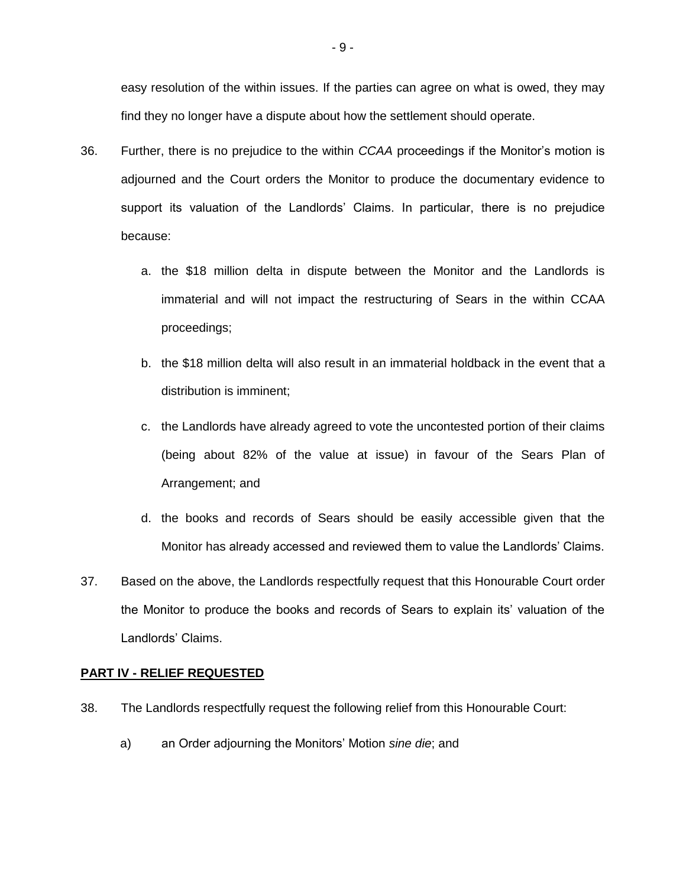easy resolution of the within issues. If the parties can agree on what is owed, they may find they no longer have a dispute about how the settlement should operate.

36. Further, there is no prejudice to the within *CCAA* proceedings if the Monitor's motion is adjourned and the Court orders the Monitor to produce the documentary evidence to support its valuation of the Landlords' Claims. In particular, there is no prejudice because:

    a. the $18 million delta in dispute between the Monitor and the Landlords is immaterial and will not impact the restructuring of Sears in the within CCAA proceedings;

    b. the $18 million delta will also result in an immaterial holdback in the event that a distribution is imminent;

    c. the Landlords have already agreed to vote the uncontested portion of their claims (being about 82% of the value at issue) in favour of the Sears Plan of Arrangement; and

    d. the books and records of Sears should be easily accessible given that the Monitor has already accessed and reviewed them to value the Landlords' Claims.

37. Based on the above, the Landlords respectfully request that this Honourable Court order the Monitor to produce the books and records of Sears to explain its' valuation of the Landlords' Claims.

## PART IV - RELIEF REQUESTED

38. The Landlords respectfully request the following relief from this Honourable Court:

    a) an Order adjourning the Monitors' Motion *sine die*; and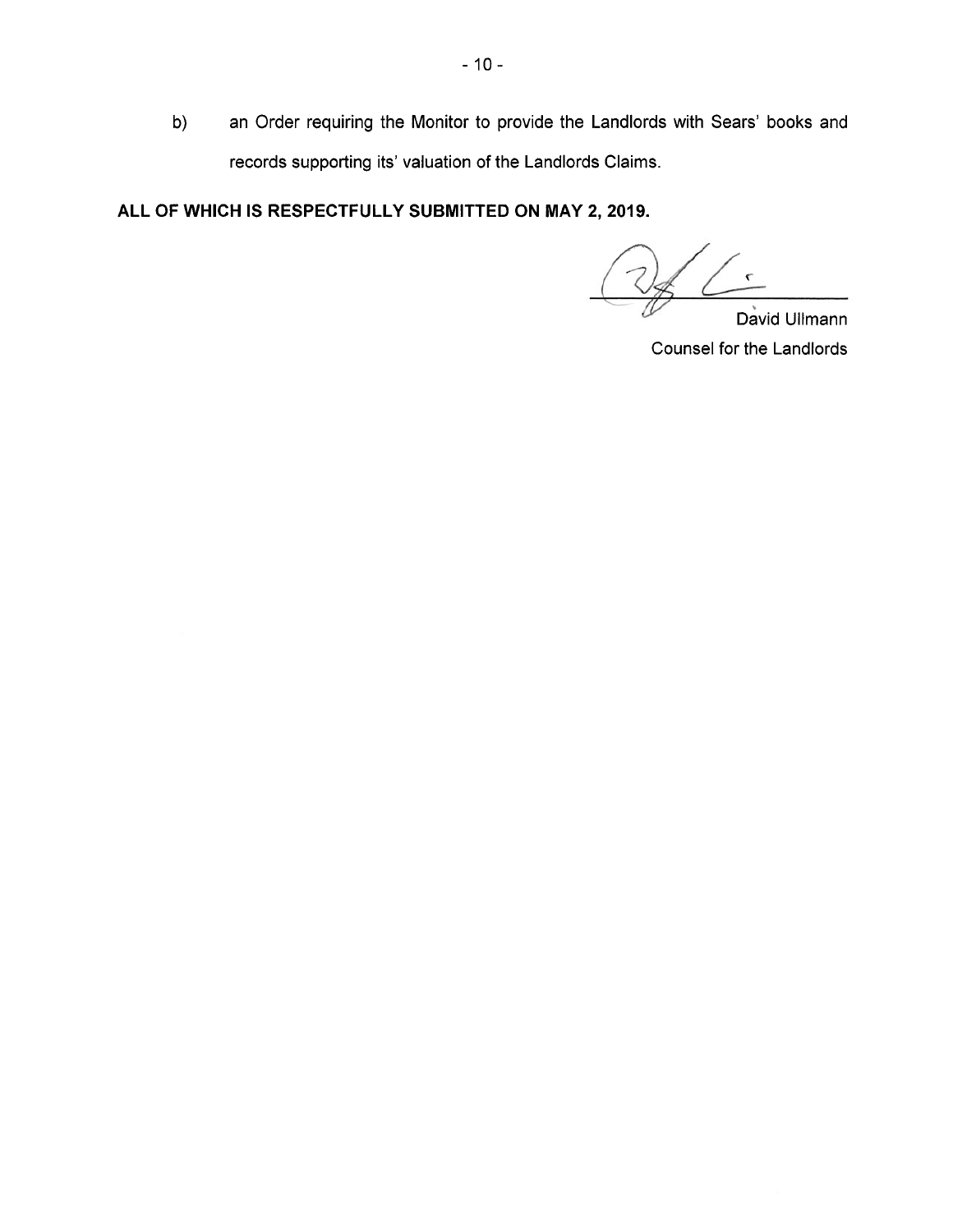b) an Order requiring the Monitor to provide the Landlords with Sears' books and records supporting its' valuation of the Landlords Claims.

**ALL OF WHICH IS RESPECTFULLY SUBMITTED ON MAY 2, 2019.**

David Ullmann
Counsel for the Landlords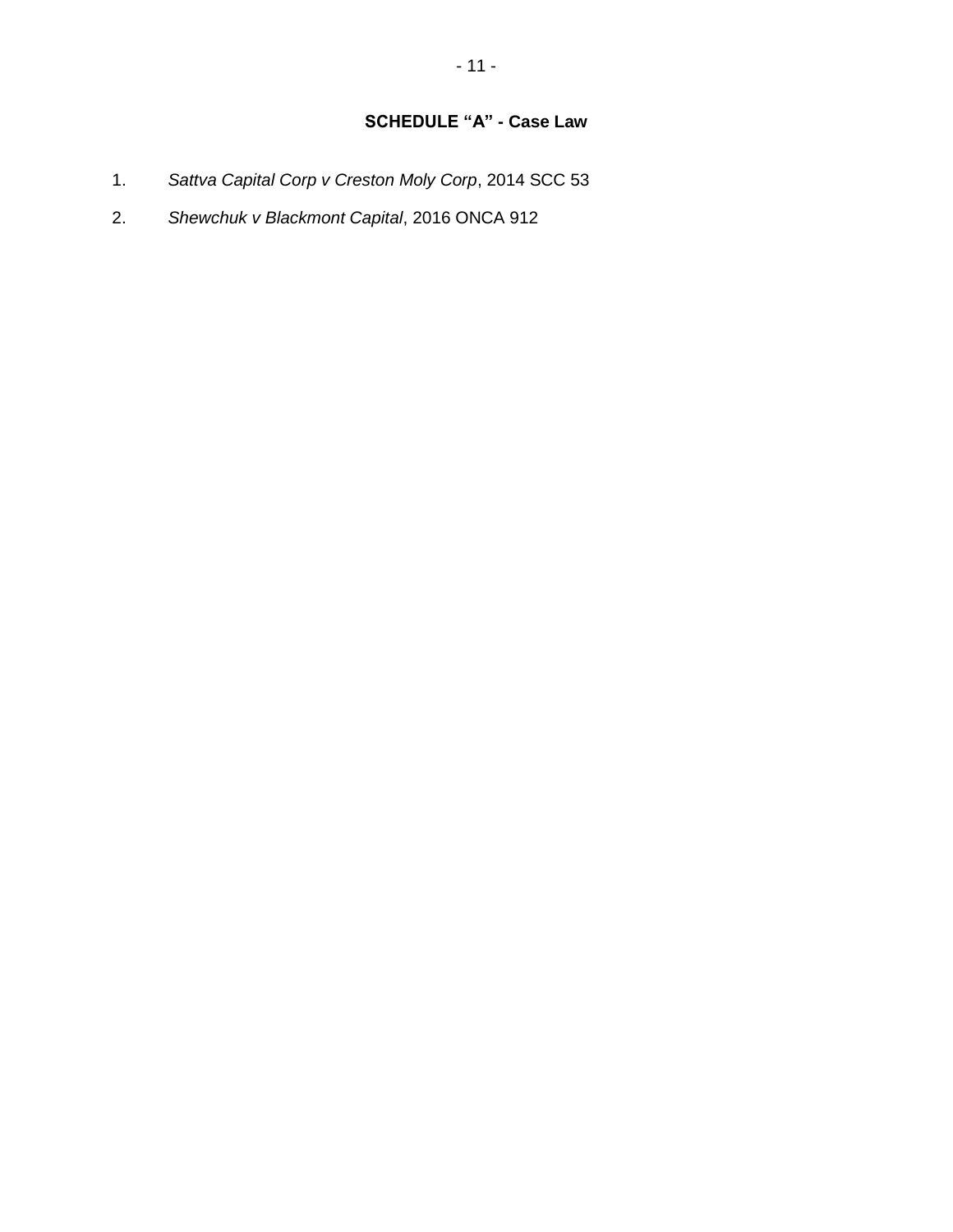## SCHEDULE “A” - Case Law

1. *Sattva Capital Corp v Creston Moly Corp*, 2014 SCC 53
2. *Shewchuk v Blackmont Capital*, 2016 ONCA 912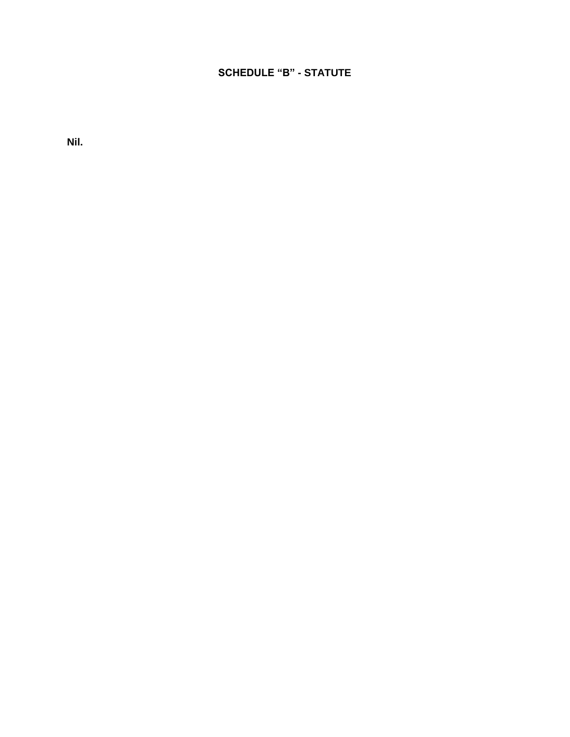## SCHEDULE “B” - STATUTE

**Nil.**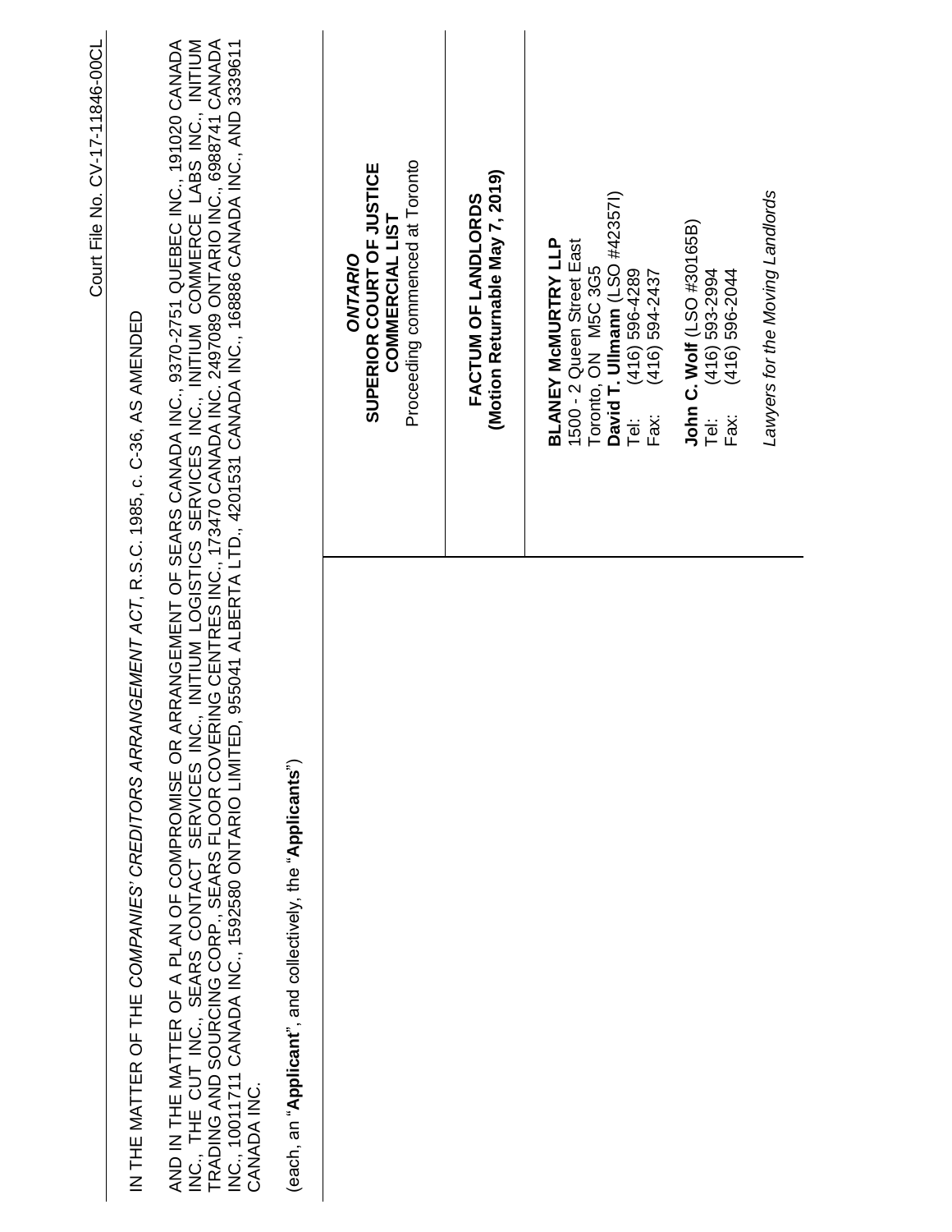Court File No. CV-17-11846-00CL

IN THE MATTER OF THE *COMPANIES' CREDITORS ARRANGEMENT ACT*, R.S.C. 1985, c. C-36, AS AMENDED

AND IN THE MATTER OF A PLAN OF COMPROMISE OR ARRANGEMENT OF SEARS CANADA INC., 9370-2751 QUEBEC INC., 191020 CANADA INC., THE CUT INC., SEARS CONTACT SERVICES INC., INITIUM LOGISTICS SERVICES INC., INITIUM COMMERCE LABS INC., INITIUM TRADING AND SOURCING CORP., SEARS FLOOR COVERING CENTRES INC., 173470 CANADA INC. 2497089 ONTARIO INC., 6988741 CANADA INC., 10011711 CANADA INC., 1592580 ONTARIO LIMITED, 955041 ALBERTA LTD., 4201531 CANADA INC., 168886 CANADA INC., AND 3339611 CANADA INC.

(each, an "**Applicant**", and collectively, the "**Applicants**")

***ONTARIO***
**SUPERIOR COURT OF JUSTICE**
**COMMERCIAL LIST**
Proceeding commenced at Toronto

**FACTUM OF LANDLORDS**
**(Motion Returnable May 7, 2019)**

**BLANEY McMURTRY LLP**
1500 - 2 Queen Street East
Toronto, ON M5C 3G5
**David T. Ullmann** (LSO #42357I)
Tel: (416) 596-4289
Fax: (416) 594-2437

**John C. Wolf** (LSO #30165B)
Tel: (416) 593-2994
Fax: (416) 596-2044

*Lawyers for the Moving Landlords*